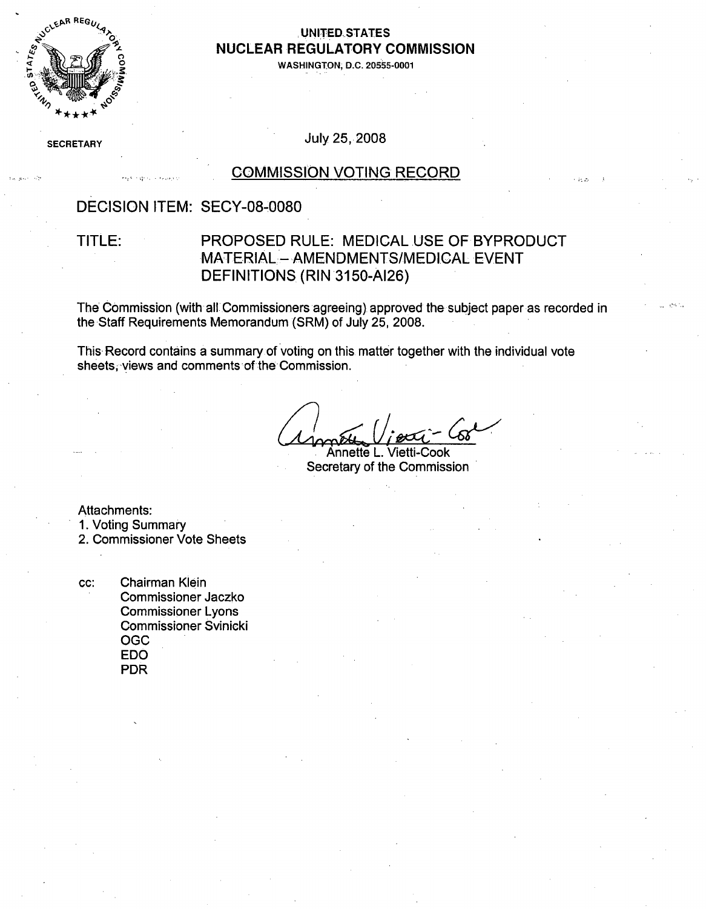**UNITED STATES**
**NUCLEAR REGULATORY COMMISSION**
WASHINGTON, D.C. 20555-0001

SECRETARY

July 25, 2008

## COMMISSION VOTING RECORD

DECISION ITEM: SECY-08-0080

TITLE: PROPOSED RULE: MEDICAL USE OF BYPRODUCT MATERIAL – AMENDMENTS/MEDICAL EVENT DEFINITIONS (RIN 3150-AI26)

The Commission (with all Commissioners agreeing) approved the subject paper as recorded in the Staff Requirements Memorandum (SRM) of July 25, 2008.

This Record contains a summary of voting on this matter together with the individual vote sheets, views and comments of the Commission.

Annette L. Vietti-Cook
Secretary of the Commission

Attachments:
1. Voting Summary
2. Commissioner Vote Sheets

cc: Chairman Klein
Commissioner Jaczko
Commissioner Lyons
Commissioner Svinicki
OGC
EDO
PDR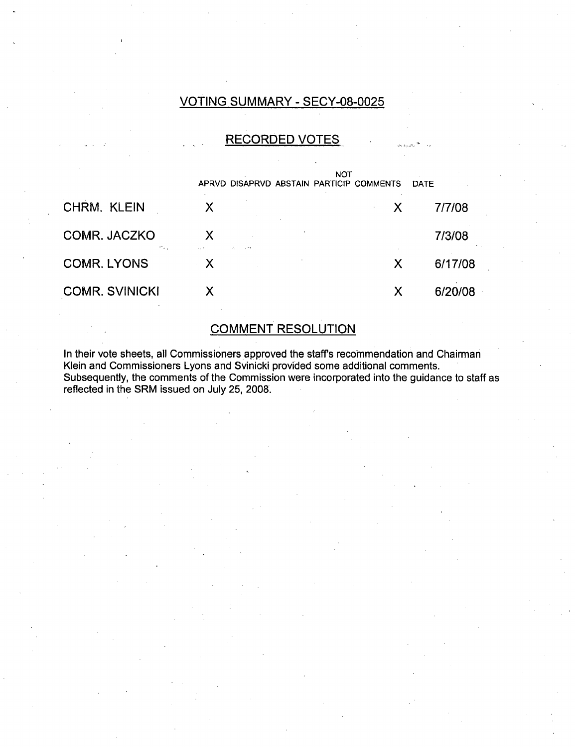## VOTING SUMMARY - SECY-08-0025

### RECORDED VOTES

| | APRVD | DISAPRVD | ABSTAIN | NOT PARTICIP | COMMENTS | DATE |
|---|---|---|---|---|---|---|
| CHRM. KLEIN | X | | | | X | 7/7/08 |
| COMR. JACZKO | X | | | | | 7/3/08 |
| COMR. LYONS | X | | | | X | 6/17/08 |
| COMR. SVINICKI | X | | | | X | 6/20/08 |

### COMMENT RESOLUTION

In their vote sheets, all Commissioners approved the staff's recommendation and Chairman Klein and Commissioners Lyons and Svinicki provided some additional comments. Subsequently, the comments of the Commission were incorporated into the guidance to staff as reflected in the SRM issued on July 25, 2008.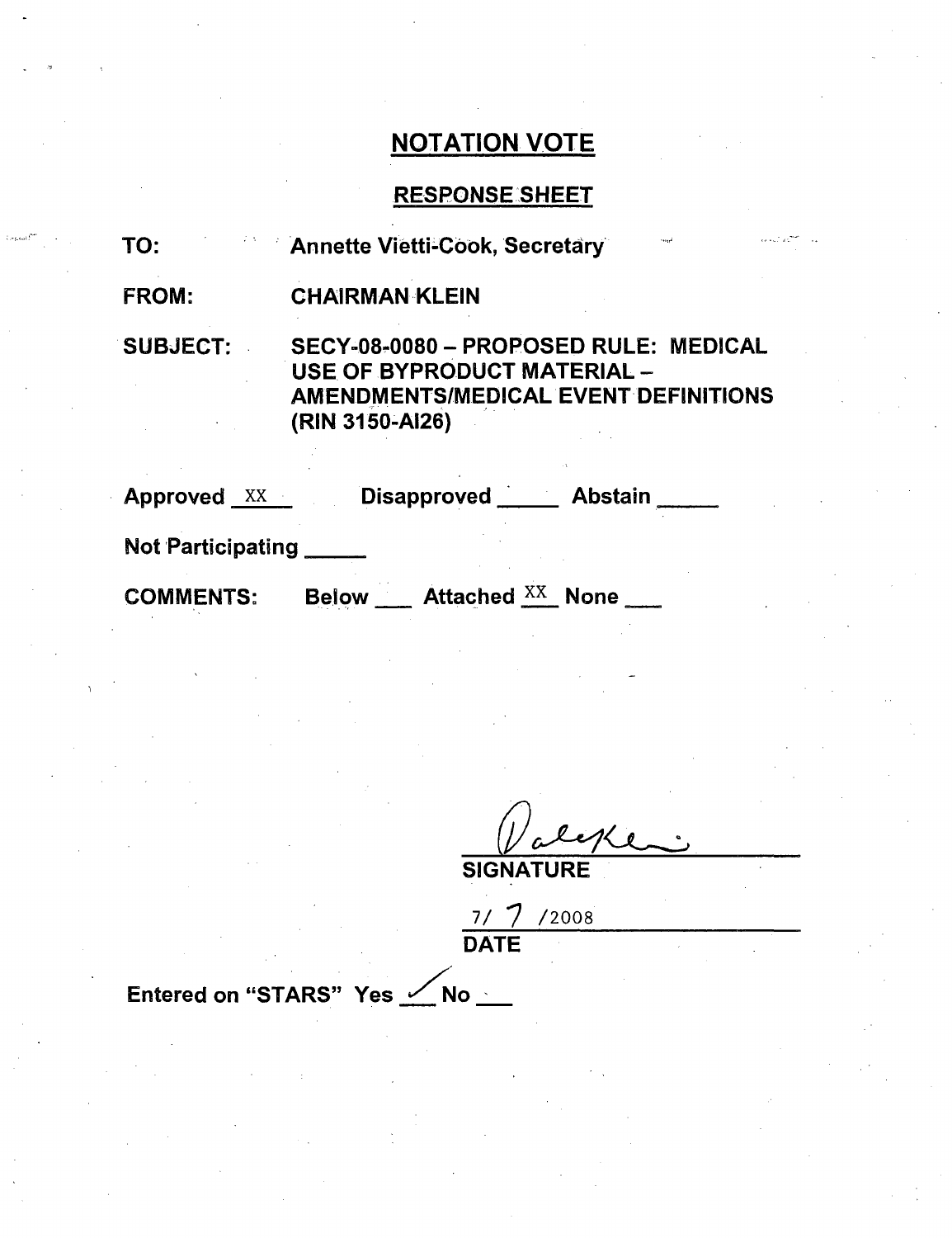# NOTATION VOTE

## RESPONSE SHEET

TO: Annette Vietti-Cook, Secretary

FROM: CHAIRMAN KLEIN

SUBJECT: SECY-08-0080 – PROPOSED RULE: MEDICAL USE OF BYPRODUCT MATERIAL – AMENDMENTS/MEDICAL EVENT DEFINITIONS (RIN 3150-AI26)

Approved XX Disapproved ____ Abstain ____

Not Participating ____

COMMENTS: Below ___ Attached XX None ___

SIGNATURE

7/ 7 /2008

DATE

Entered on "STARS" Yes ✓ No ___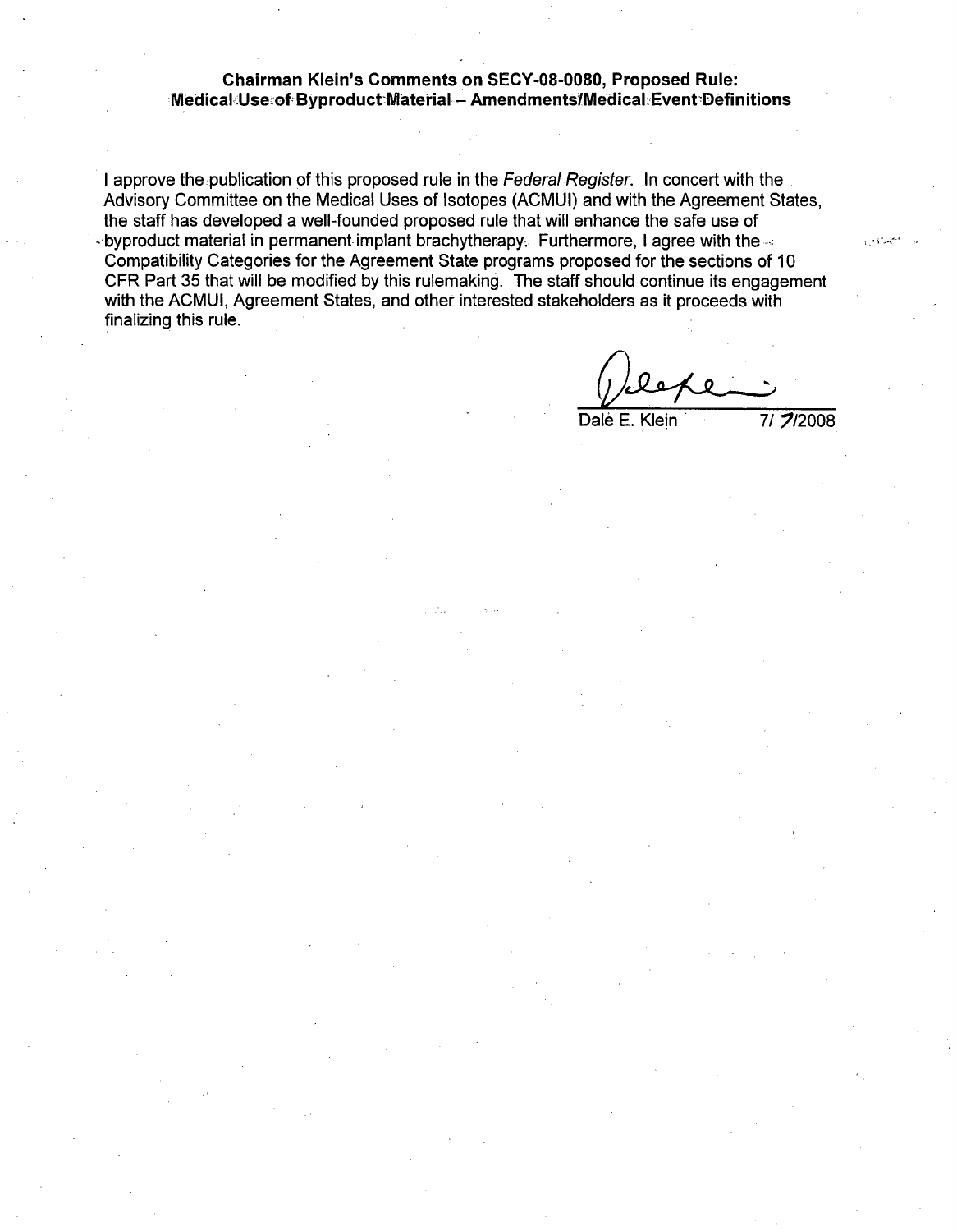**Chairman Klein's Comments on SECY-08-0080, Proposed Rule: Medical Use of Byproduct Material – Amendments/Medical Event Definitions**

I approve the publication of this proposed rule in the *Federal Register*. In concert with the Advisory Committee on the Medical Uses of Isotopes (ACMUI) and with the Agreement States, the staff has developed a well-founded proposed rule that will enhance the safe use of byproduct material in permanent implant brachytherapy. Furthermore, I agree with the Compatibility Categories for the Agreement State programs proposed for the sections of 10 CFR Part 35 that will be modified by this rulemaking. The staff should continue its engagement with the ACMUI, Agreement States, and other interested stakeholders as it proceeds with finalizing this rule.

Dale E. Klein 7/ 7/2008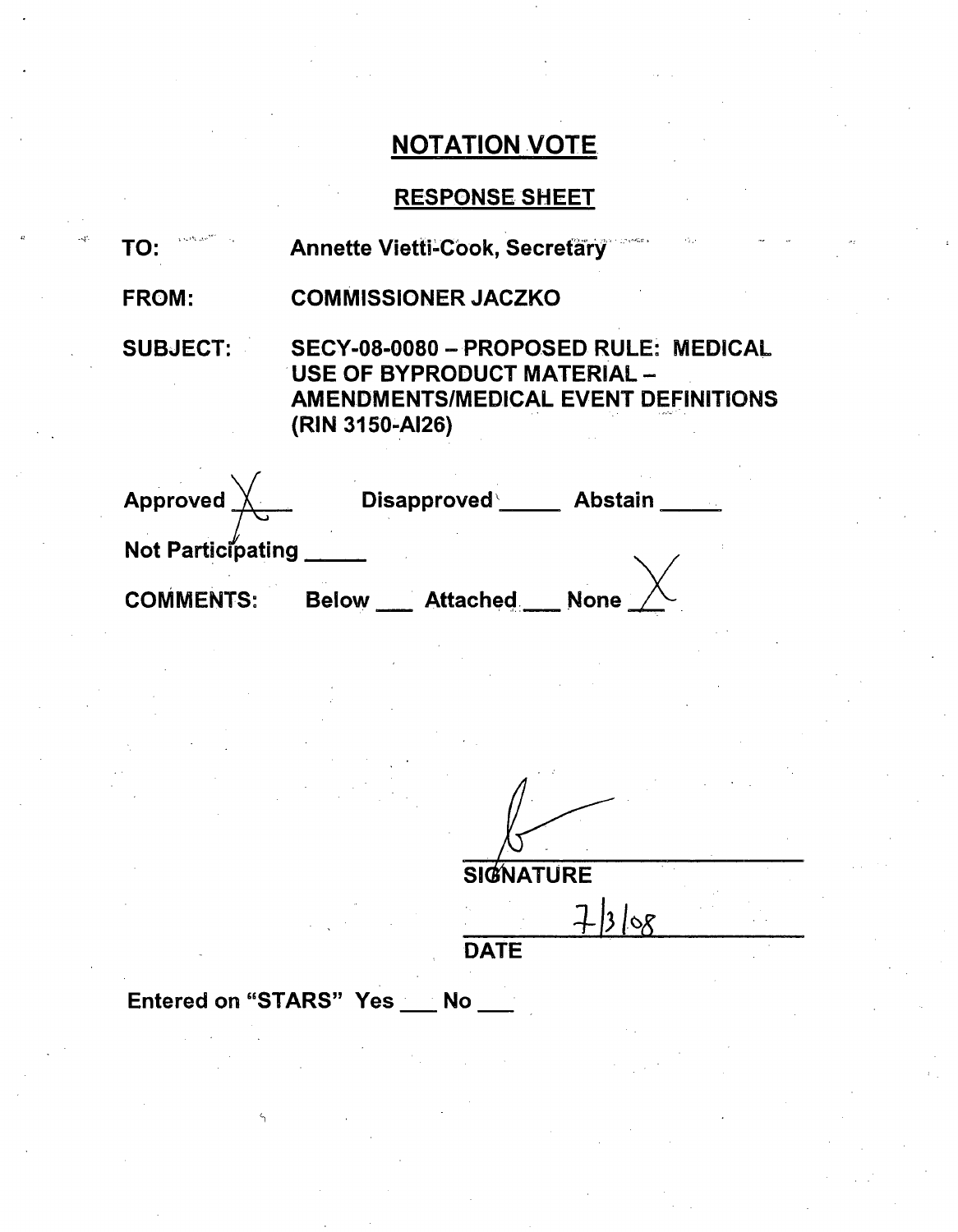# NOTATION VOTE

## RESPONSE SHEET

TO: Annette Vietti-Cook, Secretary

FROM: COMMISSIONER JACZKO

SUBJECT: SECY-08-0080 – PROPOSED RULE: MEDICAL USE OF BYPRODUCT MATERIAL – AMENDMENTS/MEDICAL EVENT DEFINITIONS (RIN 3150-AI26)

Approved X Disapproved ___ Abstain ___

Not Participating ___

COMMENTS: Below ___ Attached ___ None X

SIGNATURE

7/3/08

DATE

Entered on "STARS" Yes ___ No ___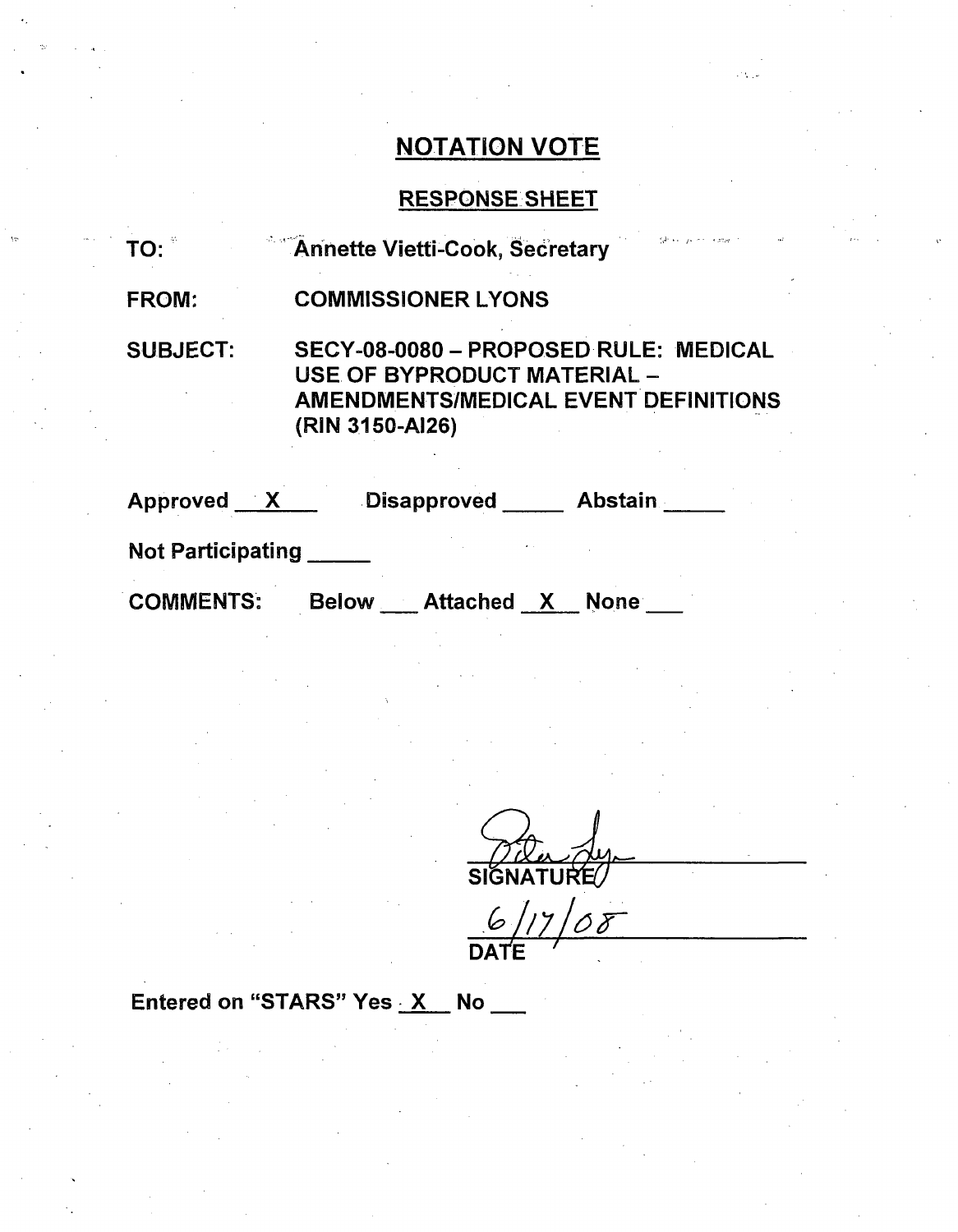## NOTATION VOTE

### RESPONSE SHEET

TO: Annette Vietti-Cook, Secretary

FROM: COMMISSIONER LYONS

SUBJECT: SECY-08-0080 – PROPOSED RULE: MEDICAL USE OF BYPRODUCT MATERIAL – AMENDMENTS/MEDICAL EVENT DEFINITIONS (RIN 3150-AI26)

Approved __X__ Disapproved _____ Abstain _____

Not Participating _____

COMMENTS: Below ___ Attached __X__ None ___

SIGNATURE

6/17/08

DATE

Entered on "STARS" Yes __X__ No ___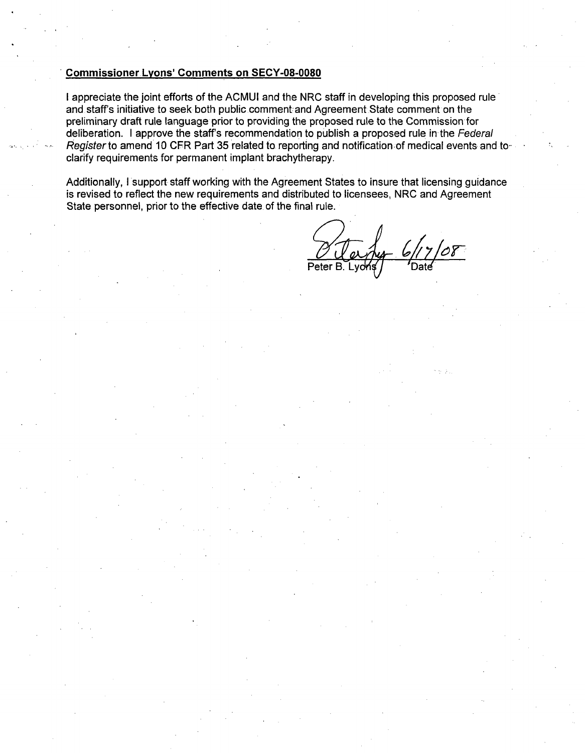**Commissioner Lyons' Comments on SECY-08-0080**

I appreciate the joint efforts of the ACMUI and the NRC staff in developing this proposed rule and staff's initiative to seek both public comment and Agreement State comment on the preliminary draft rule language prior to providing the proposed rule to the Commission for deliberation. I approve the staff's recommendation to publish a proposed rule in the *Federal Register* to amend 10 CFR Part 35 related to reporting and notification of medical events and to clarify requirements for permanent implant brachytherapy.

Additionally, I support staff working with the Agreement States to insure that licensing guidance is revised to reflect the new requirements and distributed to licensees, NRC and Agreement State personnel, prior to the effective date of the final rule.

Peter B. Lyons 6/17/08
Date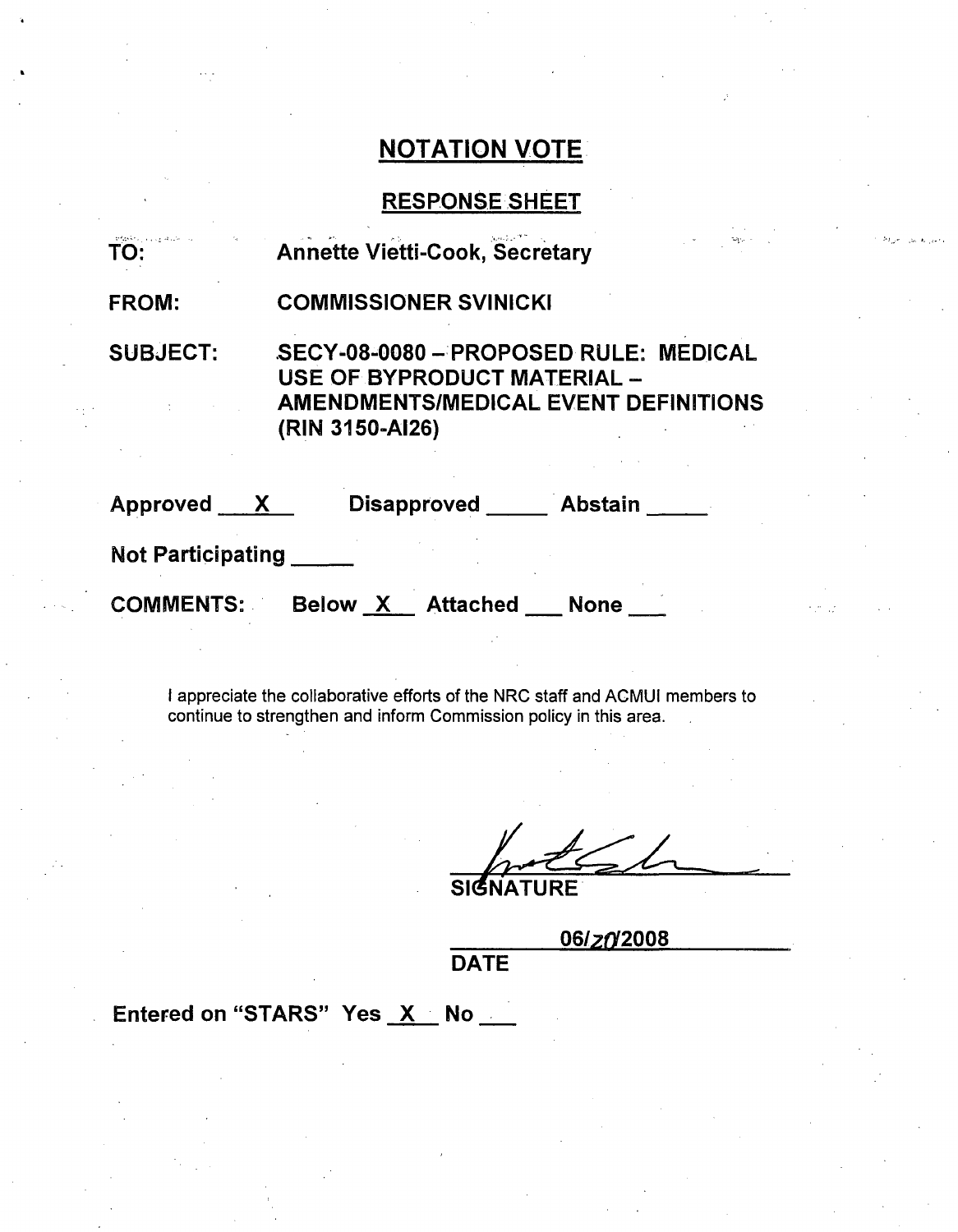## NOTATION VOTE

### RESPONSE SHEET

**TO:** Annette Vietti-Cook, Secretary

**FROM:** COMMISSIONER SVINICKI

**SUBJECT:** SECY-08-0080 – PROPOSED RULE: MEDICAL USE OF BYPRODUCT MATERIAL – AMENDMENTS/MEDICAL EVENT DEFINITIONS (RIN 3150-AI26)

**Approved** __X__ **Disapproved** _____ **Abstain** _____

**Not Participating** _____

**COMMENTS:** Below __X__ Attached ___ None ___

I appreciate the collaborative efforts of the NRC staff and ACMUI members to continue to strengthen and inform Commission policy in this area.

SIGNATURE

06/20/2008

DATE

**Entered on "STARS" Yes __X__ No ___**